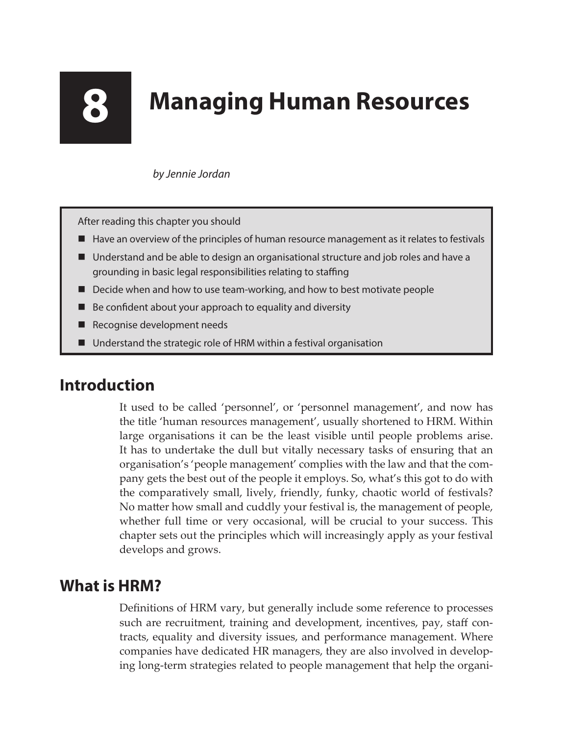# 8 Managing Human Resources

*by Jennie Jordan*

After reading this chapter you should

- Have an overview of the principles of human resource management as it relates to festivals
- Understand and be able to design an organisational structure and job roles and have a grounding in basic legal responsibilities relating to staffing
- Decide when and how to use team-working, and how to best motivate people
- Be confident about your approach to equality and diversity
- Recognise development needs
- Understand the strategic role of HRM within a festival organisation

## Introduction

It used to be called 'personnel', or 'personnel management', and now has the title 'human resources management', usually shortened to HRM. Within large organisations it can be the least visible until people problems arise. It has to undertake the dull but vitally necessary tasks of ensuring that an organisation's 'people management' complies with the law and that the company gets the best out of the people it employs. So, what's this got to do with the comparatively small, lively, friendly, funky, chaotic world of festivals? No matter how small and cuddly your festival is, the management of people, whether full time or very occasional, will be crucial to your success. This chapter sets out the principles which will increasingly apply as your festival develops and grows.

## What is HRM?

Definitions of HRM vary, but generally include some reference to processes such are recruitment, training and development, incentives, pay, staff contracts, equality and diversity issues, and performance management. Where companies have dedicated HR managers, they are also involved in developing long-term strategies related to people management that help the organi-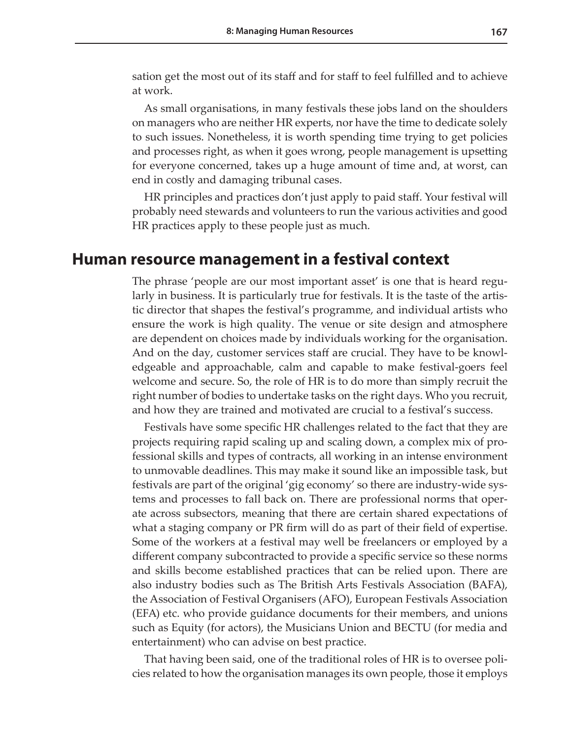sation get the most out of its staff and for staff to feel fulfilled and to achieve at work.

As small organisations, in many festivals these jobs land on the shoulders on managers who are neither HR experts, nor have the time to dedicate solely to such issues. Nonetheless, it is worth spending time trying to get policies and processes right, as when it goes wrong, people management is upsetting for everyone concerned, takes up a huge amount of time and, at worst, can end in costly and damaging tribunal cases.

HR principles and practices don't just apply to paid staff. Your festival will probably need stewards and volunteers to run the various activities and good HR practices apply to these people just as much.

## Human resource management in a festival context

The phrase 'people are our most important asset' is one that is heard regularly in business. It is particularly true for festivals. It is the taste of the artistic director that shapes the festival's programme, and individual artists who ensure the work is high quality. The venue or site design and atmosphere are dependent on choices made by individuals working for the organisation. And on the day, customer services staff are crucial. They have to be knowledgeable and approachable, calm and capable to make festival-goers feel welcome and secure. So, the role of HR is to do more than simply recruit the right number of bodies to undertake tasks on the right days. Who you recruit, and how they are trained and motivated are crucial to a festival's success.

Festivals have some specific HR challenges related to the fact that they are projects requiring rapid scaling up and scaling down, a complex mix of professional skills and types of contracts, all working in an intense environment to unmovable deadlines. This may make it sound like an impossible task, but festivals are part of the original 'gig economy' so there are industry-wide systems and processes to fall back on. There are professional norms that operate across subsectors, meaning that there are certain shared expectations of what a staging company or PR firm will do as part of their field of expertise. Some of the workers at a festival may well be freelancers or employed by a different company subcontracted to provide a specific service so these norms and skills become established practices that can be relied upon. There are also industry bodies such as The British Arts Festivals Association (BAFA), the Association of Festival Organisers (AFO), European Festivals Association (EFA) etc. who provide guidance documents for their members, and unions such as Equity (for actors), the Musicians Union and BECTU (for media and entertainment) who can advise on best practice.

That having been said, one of the traditional roles of HR is to oversee policies related to how the organisation manages its own people, those it employs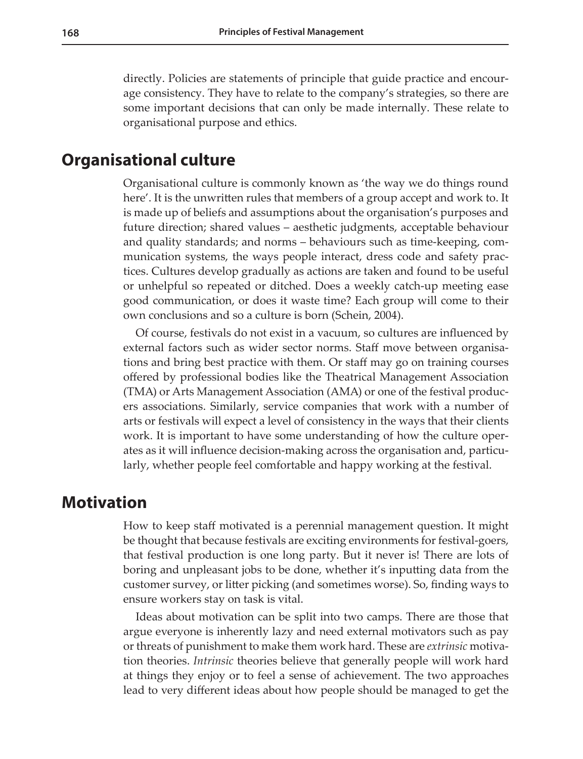directly. Policies are statements of principle that guide practice and encourage consistency. They have to relate to the company's strategies, so there are some important decisions that can only be made internally. These relate to organisational purpose and ethics.

## Organisational culture

Organisational culture is commonly known as 'the way we do things round here'. It is the unwritten rules that members of a group accept and work to. It is made up of beliefs and assumptions about the organisation's purposes and future direction; shared values – aesthetic judgments, acceptable behaviour and quality standards; and norms – behaviours such as time-keeping, communication systems, the ways people interact, dress code and safety practices. Cultures develop gradually as actions are taken and found to be useful or unhelpful so repeated or ditched. Does a weekly catch-up meeting ease good communication, or does it waste time? Each group will come to their own conclusions and so a culture is born (Schein, 2004).

Of course, festivals do not exist in a vacuum, so cultures are influenced by external factors such as wider sector norms. Staff move between organisations and bring best practice with them. Or staff may go on training courses offered by professional bodies like the Theatrical Management Association (TMA) or Arts Management Association (AMA) or one of the festival producers associations. Similarly, service companies that work with a number of arts or festivals will expect a level of consistency in the ways that their clients work. It is important to have some understanding of how the culture operates as it will influence decision-making across the organisation and, particularly, whether people feel comfortable and happy working at the festival.

## Motivation

How to keep staff motivated is a perennial management question. It might be thought that because festivals are exciting environments for festival-goers, that festival production is one long party. But it never is! There are lots of boring and unpleasant jobs to be done, whether it's inputting data from the customer survey, or litter picking (and sometimes worse). So, finding ways to ensure workers stay on task is vital.

Ideas about motivation can be split into two camps. There are those that argue everyone is inherently lazy and need external motivators such as pay or threats of punishment to make them work hard. These are *extrinsic* motivation theories. *Intrinsic* theories believe that generally people will work hard at things they enjoy or to feel a sense of achievement. The two approaches lead to very different ideas about how people should be managed to get the